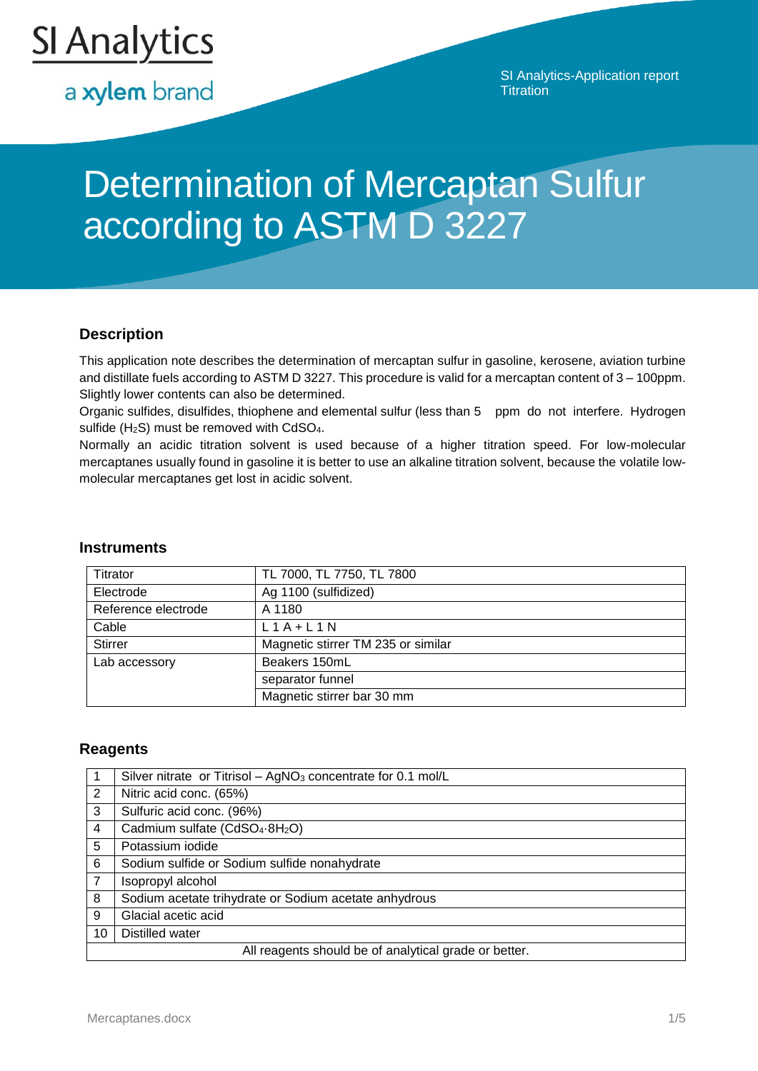SI Analytics

a xylem brand

SI Analytics-Application report
Titration

# Determination of Mercaptan Sulfur according to ASTM D 3227

## Description

This application note describes the determination of mercaptan sulfur in gasoline, kerosene, aviation turbine and distillate fuels according to ASTM D 3227. This procedure is valid for a mercaptan content of 3 – 100ppm. Slightly lower contents can also be determined.

Organic sulfides, disulfides, thiophene and elemental sulfur (less than 5 ppm do not interfere. Hydrogen sulfide ($H_2S$) must be removed with $CdSO_4$.

Normally an acidic titration solvent is used because of a higher titration speed. For low-molecular mercaptanes usually found in gasoline it is better to use an alkaline titration solvent, because the volatile low-molecular mercaptanes get lost in acidic solvent.

## Instruments

| | |
|---|---|
| Titrator | TL 7000, TL 7750, TL 7800 |
| Electrode | Ag 1100 (sulfidized) |
| Reference electrode | A 1180 |
| Cable | L 1 A + L 1 N |
| Stirrer | Magnetic stirrer TM 235 or similar |
| Lab accessory | Beakers 150mL |
| | separator funnel |
| | Magnetic stirrer bar 30 mm |

## Reagents

| | |
|---|---|
| 1 | Silver nitrate or Titrisol – $AgNO_3$ concentrate for 0.1 mol/L |
| 2 | Nitric acid conc. (65%) |
| 3 | Sulfuric acid conc. (96%) |
| 4 | Cadmium sulfate ($CdSO_4 \cdot 8H_2O$) |
| 5 | Potassium iodide |
| 6 | Sodium sulfide or Sodium sulfide nonahydrate |
| 7 | Isopropyl alcohol |
| 8 | Sodium acetate trihydrate or Sodium acetate anhydrous |
| 9 | Glacial acetic acid |
| 10 | Distilled water |
| All reagents should be of analytical grade or better. | |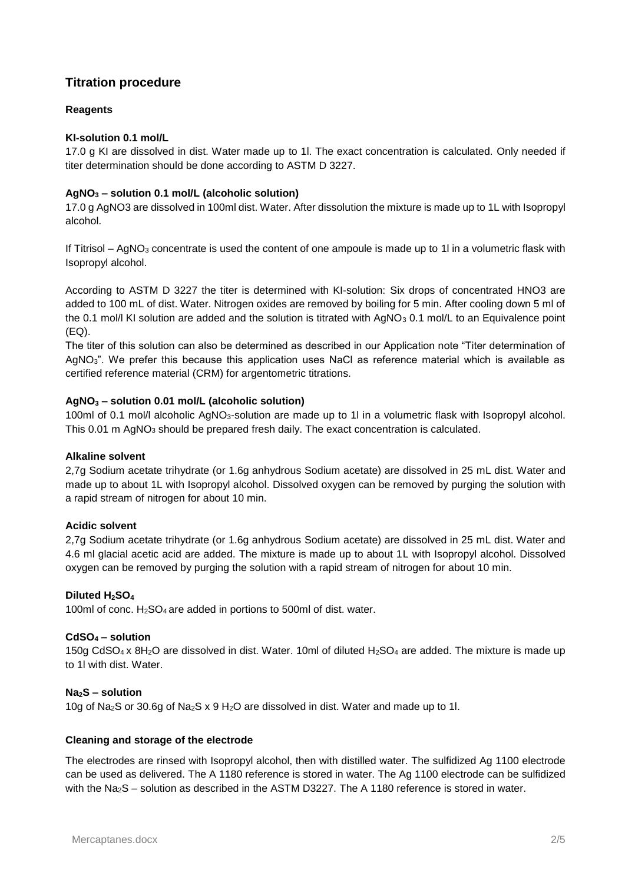## Titration procedure

### Reagents

**KI-solution 0.1 mol/L**

17.0 g KI are dissolved in dist. Water made up to 1l. The exact concentration is calculated. Only needed if titer determination should be done according to ASTM D 3227.

**$AgNO_3$ – solution 0.1 mol/L (alcoholic solution)**

17.0 g AgNO3 are dissolved in 100ml dist. Water. After dissolution the mixture is made up to 1L with Isopropyl alcohol.

If Titrisol – $AgNO_3$ concentrate is used the content of one ampoule is made up to 1l in a volumetric flask with Isopropyl alcohol.

According to ASTM D 3227 the titer is determined with KI-solution: Six drops of concentrated HNO3 are added to 100 mL of dist. Water. Nitrogen oxides are removed by boiling for 5 min. After cooling down 5 ml of the 0.1 mol/l KI solution are added and the solution is titrated with $AgNO_3$ 0.1 mol/L to an Equivalence point (EQ).

The titer of this solution can also be determined as described in our Application note "Titer determination of $AgNO_3$". We prefer this because this application uses NaCl as reference material which is available as certified reference material (CRM) for argentometric titrations.

**$AgNO_3$ – solution 0.01 mol/L (alcoholic solution)**

100ml of 0.1 mol/l alcoholic $AgNO_3$-solution are made up to 1l in a volumetric flask with Isopropyl alcohol. This 0.01 m $AgNO_3$ should be prepared fresh daily. The exact concentration is calculated.

**Alkaline solvent**

2,7g Sodium acetate trihydrate (or 1.6g anhydrous Sodium acetate) are dissolved in 25 mL dist. Water and made up to about 1L with Isopropyl alcohol. Dissolved oxygen can be removed by purging the solution with a rapid stream of nitrogen for about 10 min.

**Acidic solvent**

2,7g Sodium acetate trihydrate (or 1.6g anhydrous Sodium acetate) are dissolved in 25 mL dist. Water and 4.6 ml glacial acetic acid are added. The mixture is made up to about 1L with Isopropyl alcohol. Dissolved oxygen can be removed by purging the solution with a rapid stream of nitrogen for about 10 min.

**Diluted $H_2SO_4$**

100ml of conc. $H_2SO_4$ are added in portions to 500ml of dist. water.

**$CdSO_4$ – solution**

150g $CdSO_4$ x $8H_2O$ are dissolved in dist. Water. 10ml of diluted $H_2SO_4$ are added. The mixture is made up to 1l with dist. Water.

**$Na_2S$ – solution**

10g of $Na_2S$ or 30.6g of $Na_2S$ x 9 $H_2O$ are dissolved in dist. Water and made up to 1l.

### Cleaning and storage of the electrode

The electrodes are rinsed with Isopropyl alcohol, then with distilled water. The sulfidized Ag 1100 electrode can be used as delivered. The A 1180 reference is stored in water. The Ag 1100 electrode can be sulfidized with the $Na_2S$ – solution as described in the ASTM D3227. The A 1180 reference is stored in water.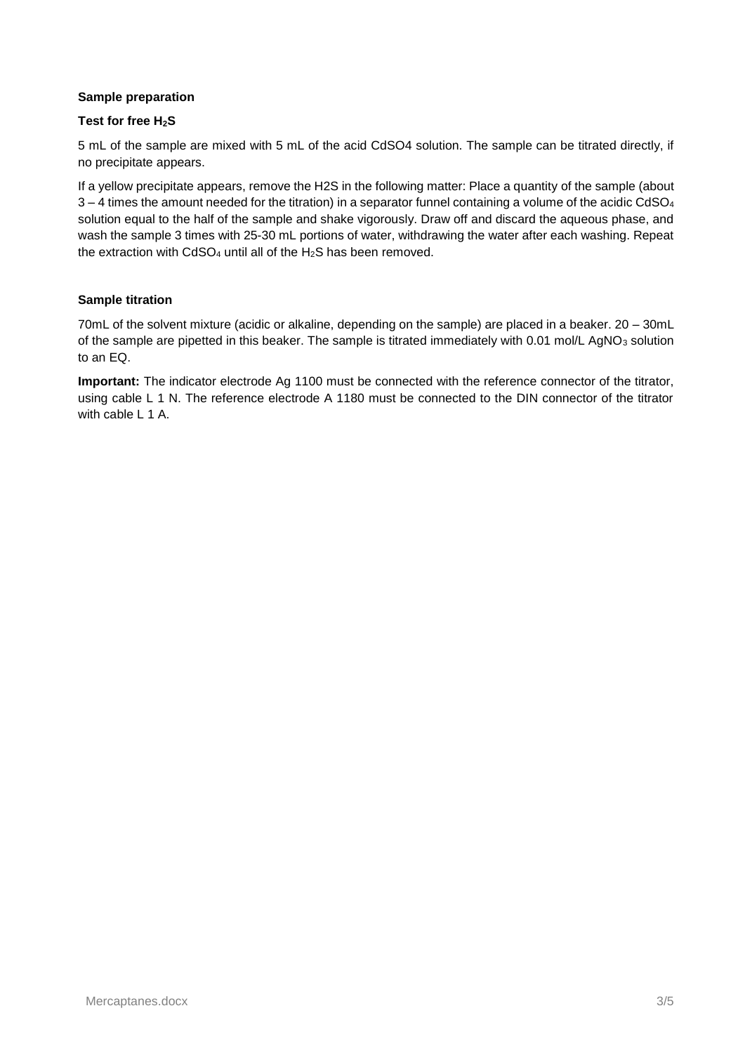### Sample preparation

#### Test for free $H_2S$

5 mL of the sample are mixed with 5 mL of the acid CdSO4 solution. The sample can be titrated directly, if no precipitate appears.

If a yellow precipitate appears, remove the H2S in the following matter: Place a quantity of the sample (about 3 – 4 times the amount needed for the titration) in a separator funnel containing a volume of the acidic $CdSO_4$ solution equal to the half of the sample and shake vigorously. Draw off and discard the aqueous phase, and wash the sample 3 times with 25-30 mL portions of water, withdrawing the water after each washing. Repeat the extraction with $CdSO_4$ until all of the $H_2S$ has been removed.

### Sample titration

70mL of the solvent mixture (acidic or alkaline, depending on the sample) are placed in a beaker. 20 – 30mL of the sample are pipetted in this beaker. The sample is titrated immediately with 0.01 mol/L $AgNO_3$ solution to an EQ.

**Important:** The indicator electrode Ag 1100 must be connected with the reference connector of the titrator, using cable L 1 N. The reference electrode A 1180 must be connected to the DIN connector of the titrator with cable L 1 A.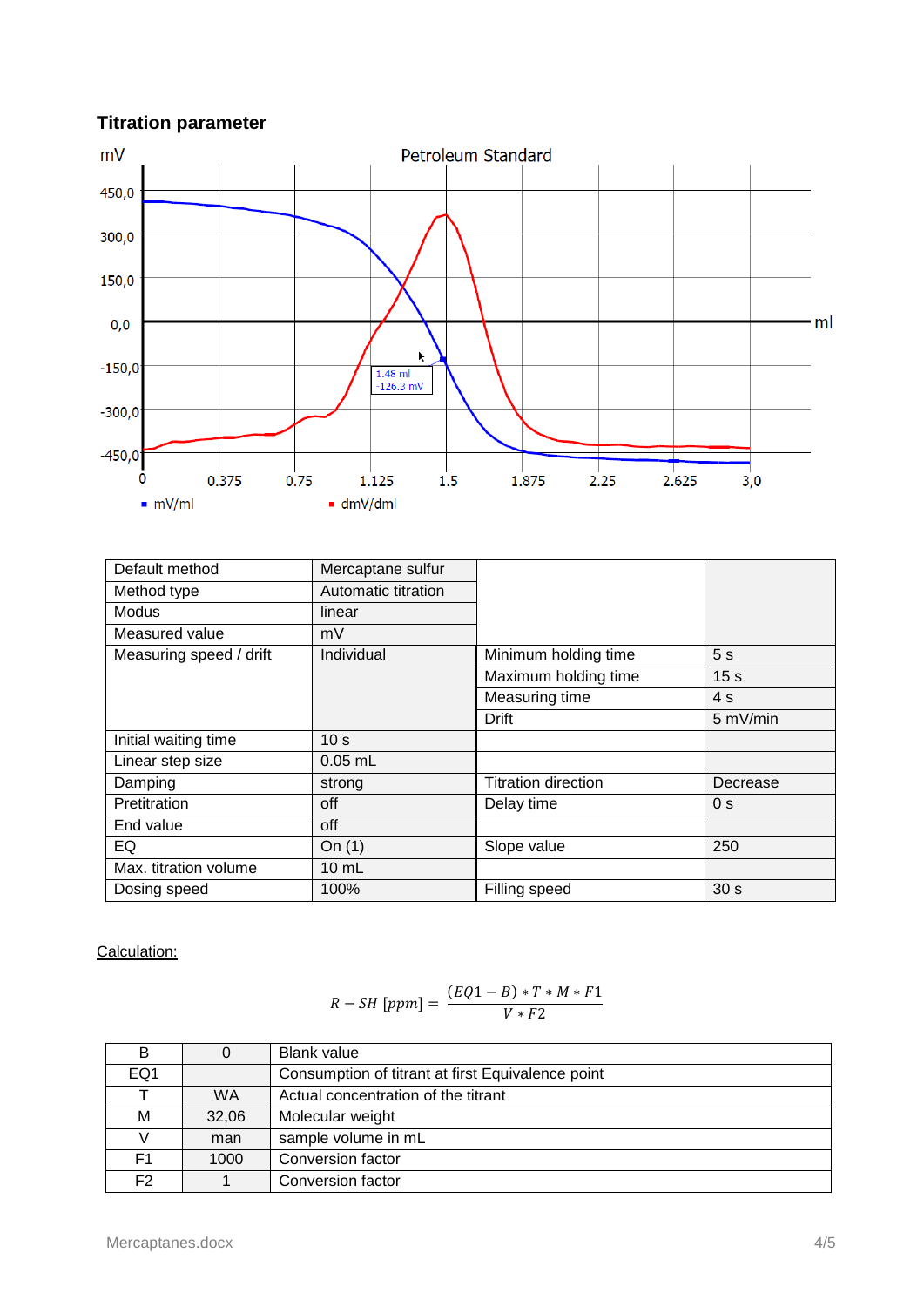## Titration parameter

| Default method | Mercaptane sulfur | | |
|---|---|---|---|
| Method type | Automatic titration | | |
| Modus | linear | | |
| Measured value | mV | | |
| Measuring speed / drift | Individual | Minimum holding time | 5 s |
| | | Maximum holding time | 15 s |
| | | Measuring time | 4 s |
| | | Drift | 5 mV/min |
| Initial waiting time | 10 s | | |
| Linear step size | 0.05 mL | | |
| Damping | strong | Titration direction | Decrease |
| Pretitration | off | Delay time | 0 s |
| End value | off | | |
| EQ | On (1) | Slope value | 250 |
| Max. titration volume | 10 mL | | |
| Dosing speed | 100% | Filling speed | 30 s |

Calculation:

$$R - SH\ [ppm] = \frac{(EQ1 - B) * T * M * F1}{V * F2}$$

| B | 0 | Blank value |
|---|---|---|
| EQ1 | | Consumption of titrant at first Equivalence point |
| T | WA | Actual concentration of the titrant |
| M | 32,06 | Molecular weight |
| V | man | sample volume in mL |
| F1 | 1000 | Conversion factor |
| F2 | 1 | Conversion factor |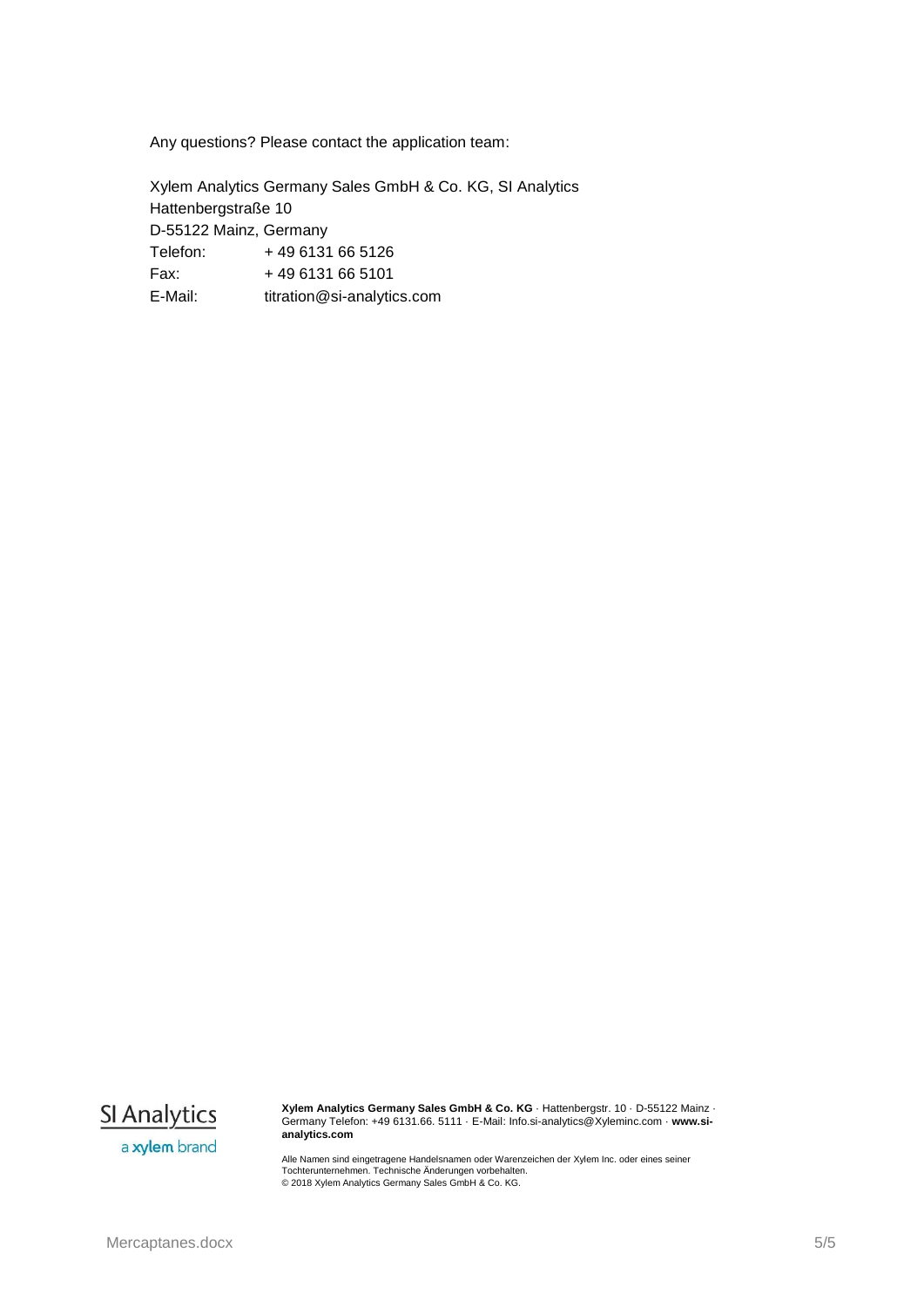Any questions? Please contact the application team:

Xylem Analytics Germany Sales GmbH & Co. KG, SI Analytics
Hattenbergstraße 10
D-55122 Mainz, Germany

| | |
|---|---|
| Telefon: | + 49 6131 66 5126 |
| Fax: | + 49 6131 66 5101 |
| E-Mail: | titration@si-analytics.com |